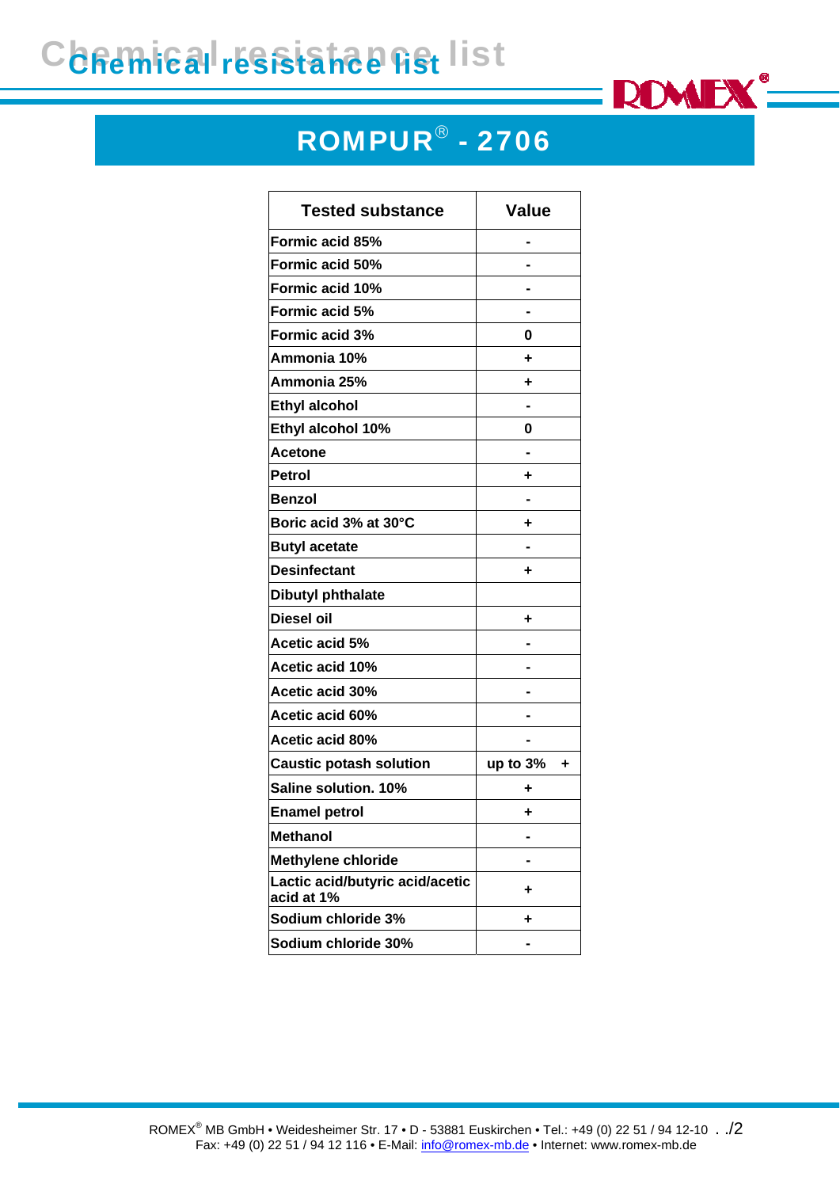# Chemical resistance list

## ROMPUR® - 2706

| Tested substance | Value |
|---|---|
| Formic acid 85% | - |
| Formic acid 50% | - |
| Formic acid 10% | - |
| Formic acid 5% | - |
| Formic acid 3% | 0 |
| Ammonia 10% | + |
| Ammonia 25% | + |
| Ethyl alcohol | - |
| Ethyl alcohol 10% | 0 |
| Acetone | - |
| Petrol | + |
| Benzol | - |
| Boric acid 3% at 30°C | + |
| Butyl acetate | - |
| Desinfectant | + |
| Dibutyl phthalate | |
| Diesel oil | + |
| Acetic acid 5% | - |
| Acetic acid 10% | - |
| Acetic acid 30% | - |
| Acetic acid 60% | - |
| Acetic acid 80% | - |
| Caustic potash solution | up to 3% + |
| Saline solution. 10% | + |
| Enamel petrol | + |
| Methanol | - |
| Methylene chloride | - |
| Lactic acid/butyric acid/acetic acid at 1% | + |
| Sodium chloride 3% | + |
| Sodium chloride 30% | - |

ROMEX® MB GmbH • Weidesheimer Str. 17 • D - 53881 Euskirchen • Tel.: +49 (0) 22 51 / 94 12-10 . ./2
Fax: +49 (0) 22 51 / 94 12 116 • E-Mail: info@romex-mb.de • Internet: www.romex-mb.de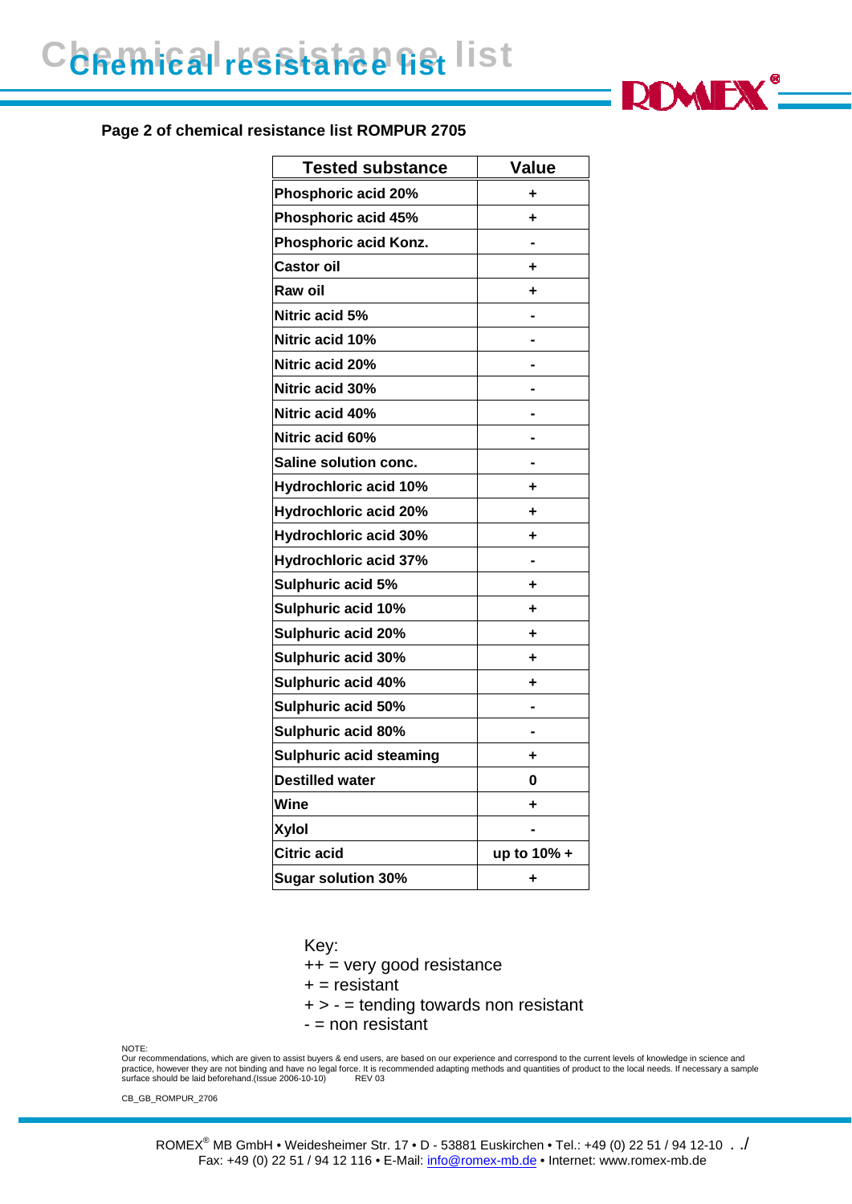# Chemical resistance list

**Page 2 of chemical resistance list ROMPUR 2705**

| Tested substance | Value |
|---|---|
| Phosphoric acid 20% | + |
| Phosphoric acid 45% | + |
| Phosphoric acid Konz. | - |
| Castor oil | + |
| Raw oil | + |
| Nitric acid 5% | - |
| Nitric acid 10% | - |
| Nitric acid 20% | - |
| Nitric acid 30% | - |
| Nitric acid 40% | - |
| Nitric acid 60% | - |
| Saline solution conc. | - |
| Hydrochloric acid 10% | + |
| Hydrochloric acid 20% | + |
| Hydrochloric acid 30% | + |
| Hydrochloric acid 37% | - |
| Sulphuric acid 5% | + |
| Sulphuric acid 10% | + |
| Sulphuric acid 20% | + |
| Sulphuric acid 30% | + |
| Sulphuric acid 40% | + |
| Sulphuric acid 50% | - |
| Sulphuric acid 80% | - |
| Sulphuric acid steaming | + |
| Destilled water | 0 |
| Wine | + |
| Xylol | - |
| Citric acid | up to 10% + |
| Sugar solution 30% | + |

Key:
++ = very good resistance
+ = resistant
+ > - = tending towards non resistant
- = non resistant

NOTE:
Our recommendations, which are given to assist buyers & end users, are based on our experience and correspond to the current levels of knowledge in science and practice, however they are not binding and have no legal force. It is recommended adapting methods and quantities of product to the local needs. If necessary a sample surface should be laid beforehand.(Issue 2006-10-10) REV 03

CB_GB_ROMPUR_2706

ROMEX® MB GmbH • Weidesheimer Str. 17 • D - 53881 Euskirchen • Tel.: +49 (0) 22 51 / 94 12-10 . ./
Fax: +49 (0) 22 51 / 94 12 116 • E-Mail: info@romex-mb.de • Internet: www.romex-mb.de